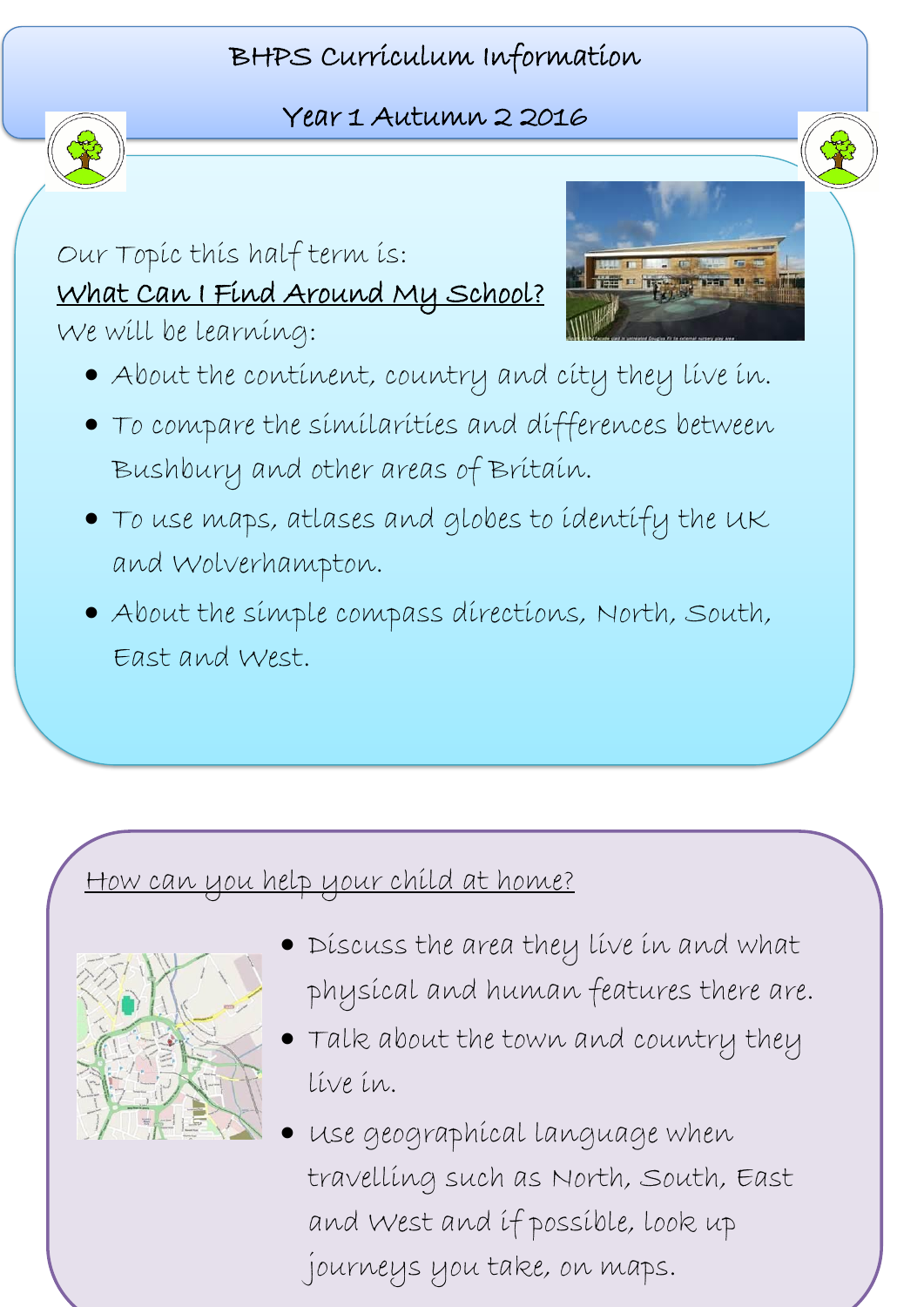# BHPS Curriculum Information

## Year 1 Autumn 2 2016

Our Topic this half term is:

**<u>What Can I Find Around My School?</u>**

We will be learning:

- About the continent, country and city they live in.
- To compare the similarities and differences between Bushbury and other areas of Britain.
- To use maps, atlases and globes to identify the UK and Wolverhampton.
- About the simple compass directions, North, South, East and West.

<u>How can you help your child at home?</u>

- Discuss the area they live in and what physical and human features there are.
- Talk about the town and country they live in.
- Use geographical language when travelling such as North, South, East and West and if possible, look up journeys you take, on maps.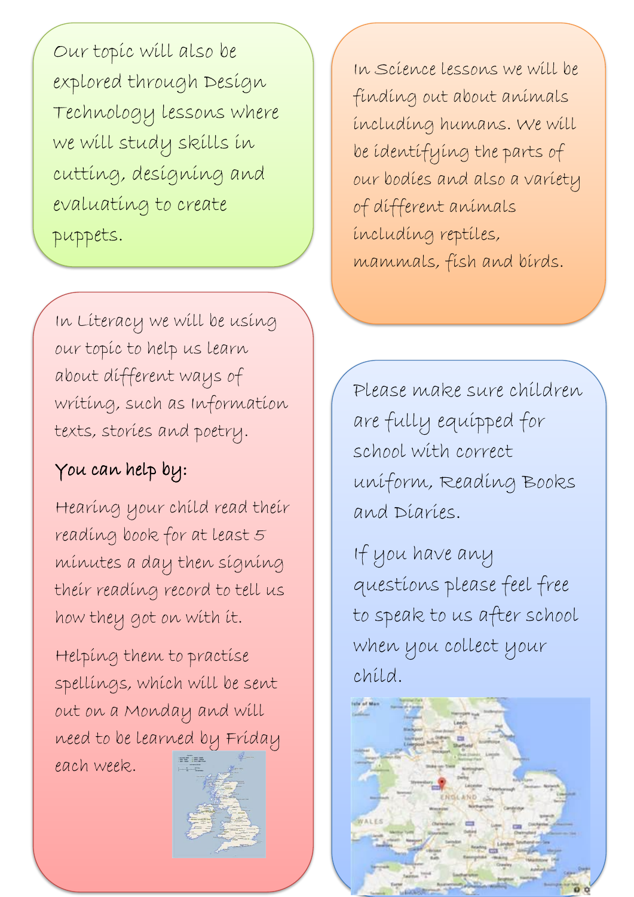Our topic will also be explored through Design Technology lessons where we will study skills in cutting, designing and evaluating to create puppets.

In Science lessons we will be finding out about animals including humans. We will be identifying the parts of our bodies and also a variety of different animals including reptiles, mammals, fish and birds.

In Literacy we will be using our topic to help us learn about different ways of writing, such as Information texts, stories and poetry.

**You can help by:**

Hearing your child read their reading book for at least 5 minutes a day then signing their reading record to tell us how they got on with it.

Helping them to practise spellings, which will be sent out on a Monday and will need to be learned by Friday each week.

Please make sure children are fully equipped for school with correct uniform, Reading Books and Diaries.

If you have any questions please feel free to speak to us after school when you collect your child.